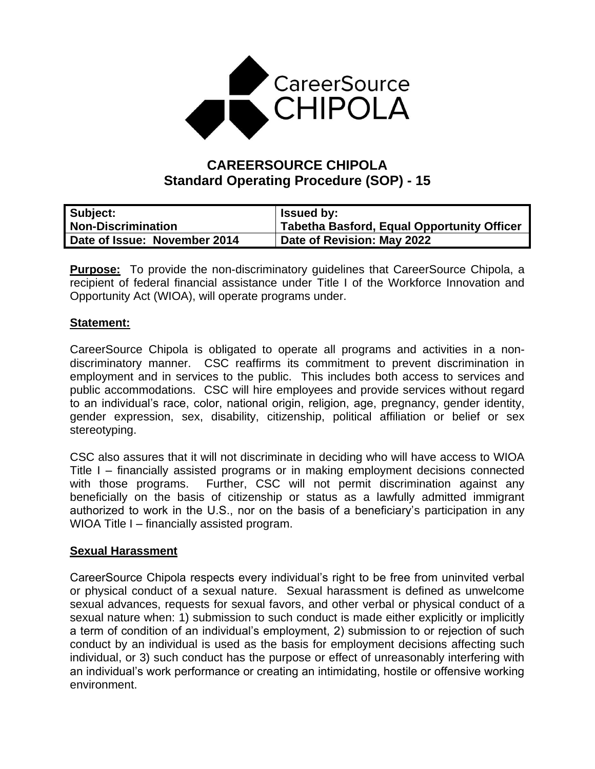CareerSource CHIPOLA

# CAREERSOURCE CHIPOLA
## Standard Operating Procedure (SOP) - 15

| **Subject:** **Non-Discrimination** | **Issued by:** **Tabetha Basford, Equal Opportunity Officer** |
|---|---|
| **Date of Issue: November 2014** | **Date of Revision: May 2022** |

**Purpose:** To provide the non-discriminatory guidelines that CareerSource Chipola, a recipient of federal financial assistance under Title I of the Workforce Innovation and Opportunity Act (WIOA), will operate programs under.

**Statement:**

CareerSource Chipola is obligated to operate all programs and activities in a non-discriminatory manner. CSC reaffirms its commitment to prevent discrimination in employment and in services to the public. This includes both access to services and public accommodations. CSC will hire employees and provide services without regard to an individual's race, color, national origin, religion, age, pregnancy, gender identity, gender expression, sex, disability, citizenship, political affiliation or belief or sex stereotyping.

CSC also assures that it will not discriminate in deciding who will have access to WIOA Title I – financially assisted programs or in making employment decisions connected with those programs. Further, CSC will not permit discrimination against any beneficially on the basis of citizenship or status as a lawfully admitted immigrant authorized to work in the U.S., nor on the basis of a beneficiary's participation in any WIOA Title I – financially assisted program.

**Sexual Harassment**

CareerSource Chipola respects every individual's right to be free from uninvited verbal or physical conduct of a sexual nature. Sexual harassment is defined as unwelcome sexual advances, requests for sexual favors, and other verbal or physical conduct of a sexual nature when: 1) submission to such conduct is made either explicitly or implicitly a term of condition of an individual's employment, 2) submission to or rejection of such conduct by an individual is used as the basis for employment decisions affecting such individual, or 3) such conduct has the purpose or effect of unreasonably interfering with an individual's work performance or creating an intimidating, hostile or offensive working environment.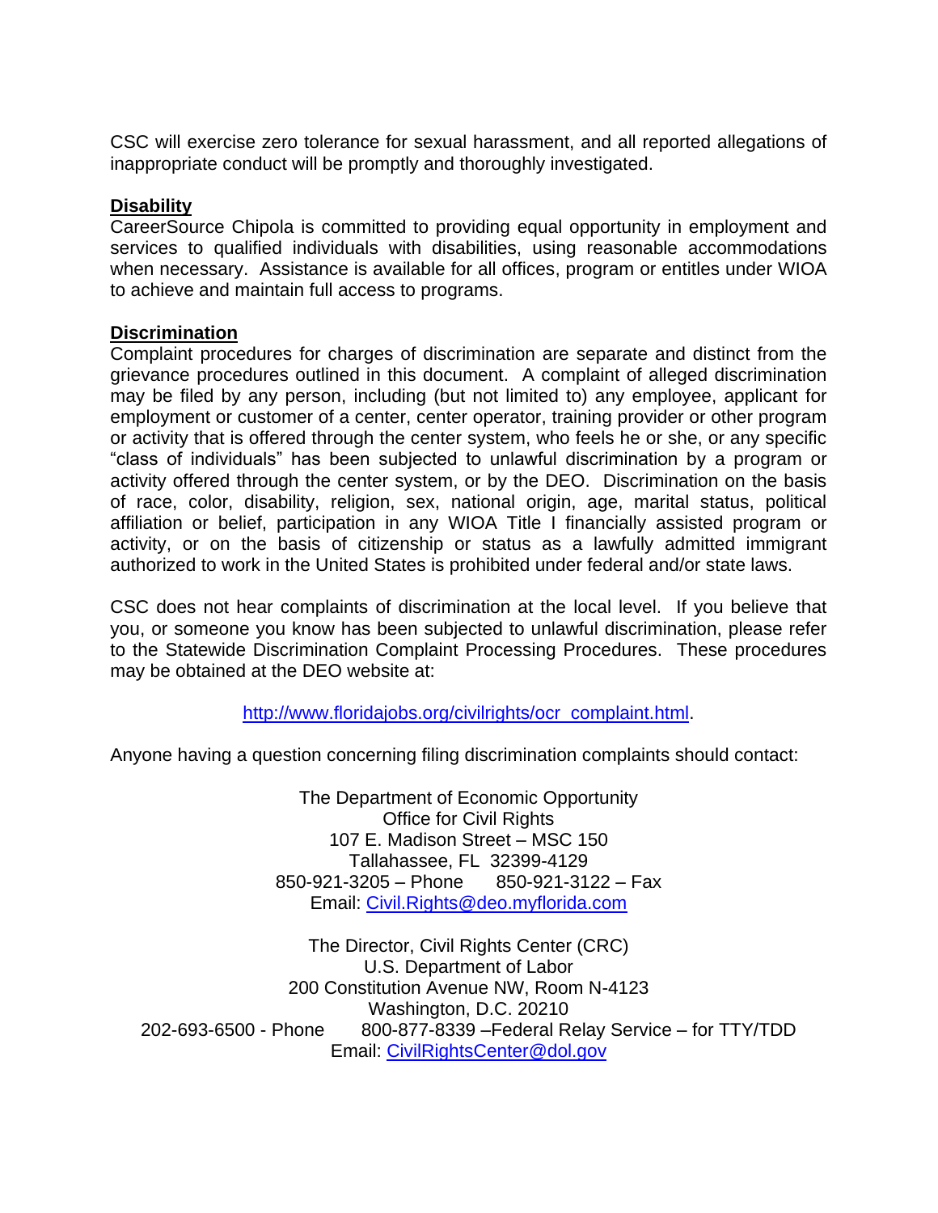CSC will exercise zero tolerance for sexual harassment, and all reported allegations of inappropriate conduct will be promptly and thoroughly investigated.

**Disability**

CareerSource Chipola is committed to providing equal opportunity in employment and services to qualified individuals with disabilities, using reasonable accommodations when necessary. Assistance is available for all offices, program or entitles under WIOA to achieve and maintain full access to programs.

**Discrimination**

Complaint procedures for charges of discrimination are separate and distinct from the grievance procedures outlined in this document. A complaint of alleged discrimination may be filed by any person, including (but not limited to) any employee, applicant for employment or customer of a center, center operator, training provider or other program or activity that is offered through the center system, who feels he or she, or any specific "class of individuals" has been subjected to unlawful discrimination by a program or activity offered through the center system, or by the DEO. Discrimination on the basis of race, color, disability, religion, sex, national origin, age, marital status, political affiliation or belief, participation in any WIOA Title I financially assisted program or activity, or on the basis of citizenship or status as a lawfully admitted immigrant authorized to work in the United States is prohibited under federal and/or state laws.

CSC does not hear complaints of discrimination at the local level. If you believe that you, or someone you know has been subjected to unlawful discrimination, please refer to the Statewide Discrimination Complaint Processing Procedures. These procedures may be obtained at the DEO website at:

http://www.floridajobs.org/civilrights/ocr_complaint.html.

Anyone having a question concerning filing discrimination complaints should contact:

The Department of Economic Opportunity
Office for Civil Rights
107 E. Madison Street – MSC 150
Tallahassee, FL 32399-4129
850-921-3205 – Phone     850-921-3122 – Fax
Email: Civil.Rights@deo.myflorida.com

The Director, Civil Rights Center (CRC)
U.S. Department of Labor
200 Constitution Avenue NW, Room N-4123
Washington, D.C. 20210
202-693-6500 - Phone     800-877-8339 –Federal Relay Service – for TTY/TDD
Email: CivilRightsCenter@dol.gov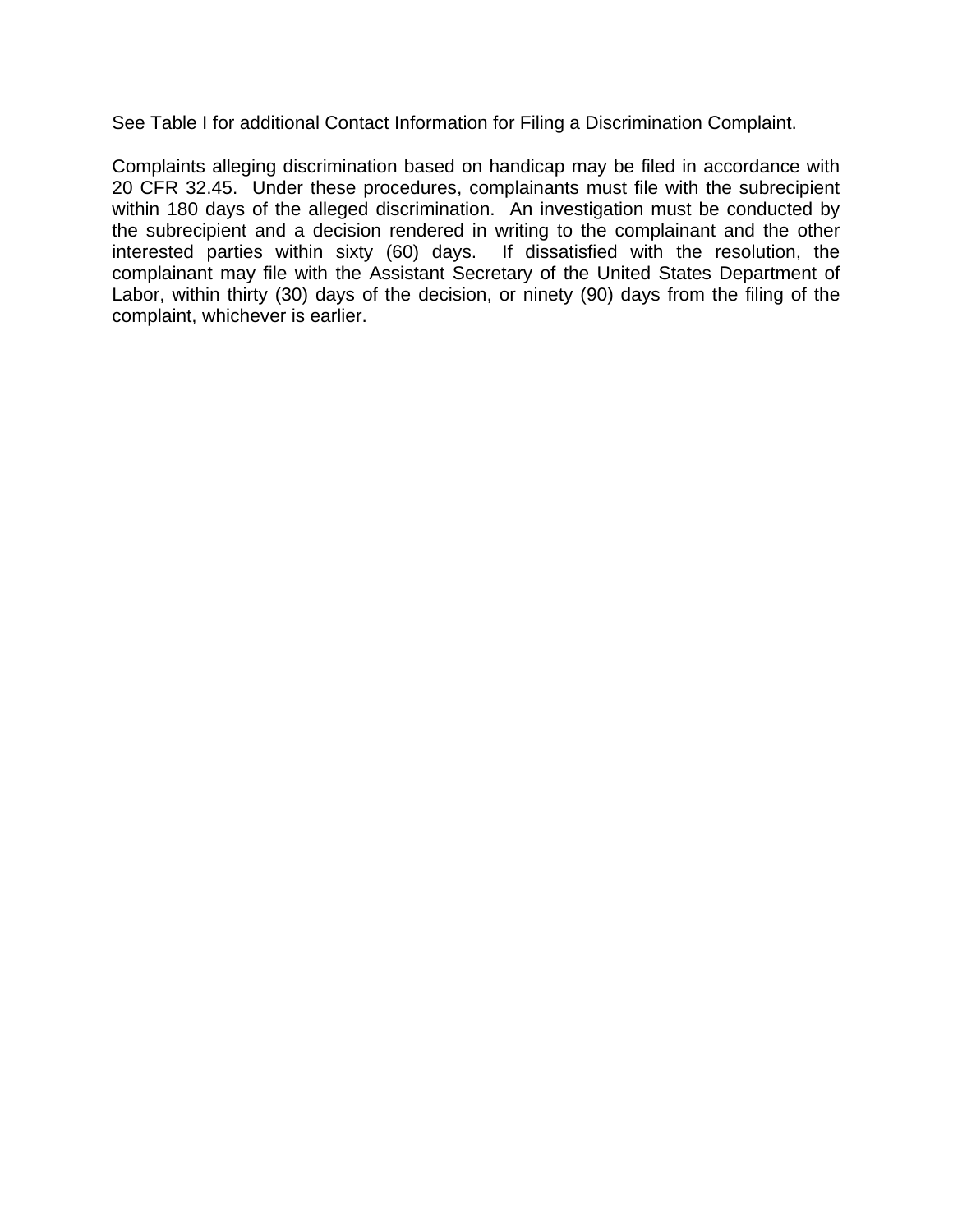See Table I for additional Contact Information for Filing a Discrimination Complaint.

Complaints alleging discrimination based on handicap may be filed in accordance with 20 CFR 32.45. Under these procedures, complainants must file with the subrecipient within 180 days of the alleged discrimination. An investigation must be conducted by the subrecipient and a decision rendered in writing to the complainant and the other interested parties within sixty (60) days. If dissatisfied with the resolution, the complainant may file with the Assistant Secretary of the United States Department of Labor, within thirty (30) days of the decision, or ninety (90) days from the filing of the complaint, whichever is earlier.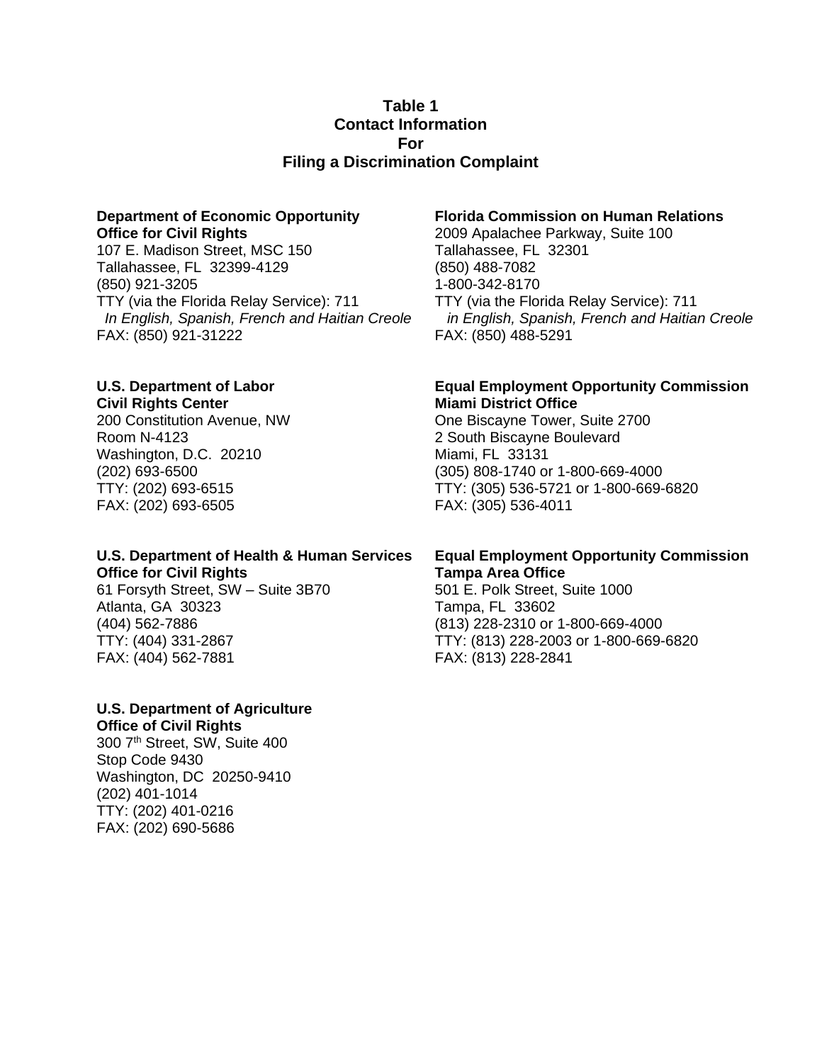# Table 1
# Contact Information
# For
# Filing a Discrimination Complaint

**Department of Economic Opportunity**
**Office for Civil Rights**
107 E. Madison Street, MSC 150
Tallahassee, FL 32399-4129
(850) 921-3205
TTY (via the Florida Relay Service): 711
*In English, Spanish, French and Haitian Creole*
FAX: (850) 921-31222

**Florida Commission on Human Relations**
2009 Apalachee Parkway, Suite 100
Tallahassee, FL 32301
(850) 488-7082
1-800-342-8170
TTY (via the Florida Relay Service): 711
*in English, Spanish, French and Haitian Creole*
FAX: (850) 488-5291

**U.S. Department of Labor**
**Civil Rights Center**
200 Constitution Avenue, NW
Room N-4123
Washington, D.C. 20210
(202) 693-6500
TTY: (202) 693-6515
FAX: (202) 693-6505

**Equal Employment Opportunity Commission**
**Miami District Office**
One Biscayne Tower, Suite 2700
2 South Biscayne Boulevard
Miami, FL 33131
(305) 808-1740 or 1-800-669-4000
TTY: (305) 536-5721 or 1-800-669-6820
FAX: (305) 536-4011

**U.S. Department of Health & Human Services**
**Office for Civil Rights**
61 Forsyth Street, SW – Suite 3B70
Atlanta, GA 30323
(404) 562-7886
TTY: (404) 331-2867
FAX: (404) 562-7881

**Equal Employment Opportunity Commission**
**Tampa Area Office**
501 E. Polk Street, Suite 1000
Tampa, FL 33602
(813) 228-2310 or 1-800-669-4000
TTY: (813) 228-2003 or 1-800-669-6820
FAX: (813) 228-2841

**U.S. Department of Agriculture**
**Office of Civil Rights**
300 7th Street, SW, Suite 400
Stop Code 9430
Washington, DC 20250-9410
(202) 401-1014
TTY: (202) 401-0216
FAX: (202) 690-5686